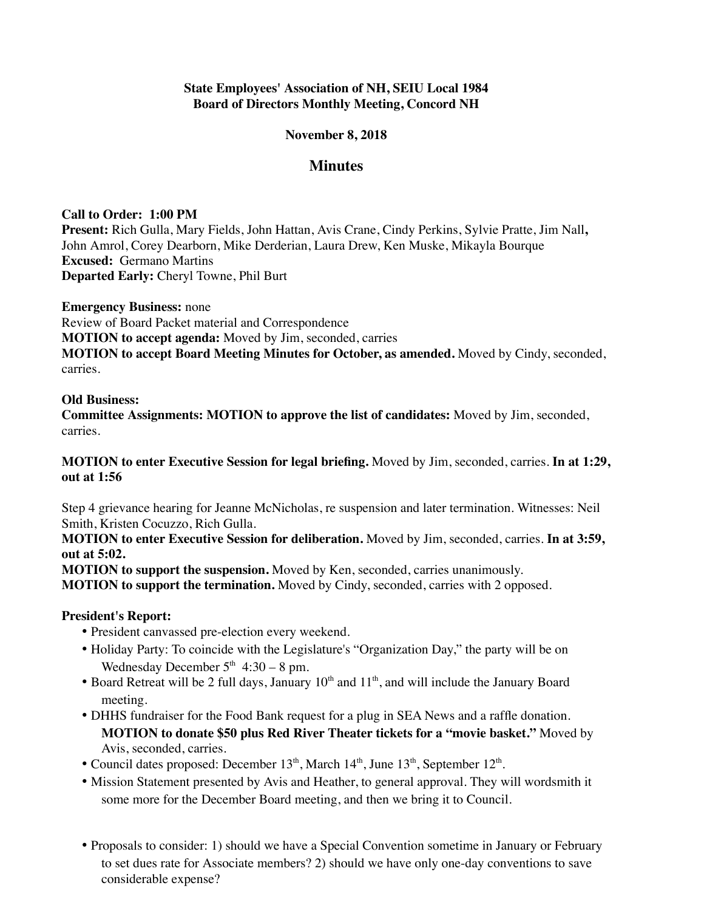**State Employees' Association of NH, SEIU Local 1984**
**Board of Directors Monthly Meeting, Concord NH**

**November 8, 2018**

# Minutes

**Call to Order: 1:00 PM**
**Present:** Rich Gulla, Mary Fields, John Hattan, Avis Crane, Cindy Perkins, Sylvie Pratte, Jim Nall**,** John Amrol, Corey Dearborn, Mike Derderian, Laura Drew, Ken Muske, Mikayla Bourque
**Excused:** Germano Martins
**Departed Early:** Cheryl Towne, Phil Burt

**Emergency Business:** none
Review of Board Packet material and Correspondence
**MOTION to accept agenda:** Moved by Jim, seconded, carries
**MOTION to accept Board Meeting Minutes for October, as amended.** Moved by Cindy, seconded, carries.

**Old Business:**
**Committee Assignments: MOTION to approve the list of candidates:** Moved by Jim, seconded, carries.

**MOTION to enter Executive Session for legal briefing.** Moved by Jim, seconded, carries. **In at 1:29, out at 1:56**

Step 4 grievance hearing for Jeanne McNicholas, re suspension and later termination. Witnesses: Neil Smith, Kristen Cocuzzo, Rich Gulla.
**MOTION to enter Executive Session for deliberation.** Moved by Jim, seconded, carries. **In at 3:59, out at 5:02.**
**MOTION to support the suspension.** Moved by Ken, seconded, carries unanimously.
**MOTION to support the termination.** Moved by Cindy, seconded, carries with 2 opposed.

**President's Report:**

- President canvassed pre-election every weekend.
- Holiday Party: To coincide with the Legislature's "Organization Day," the party will be on Wednesday December 5th 4:30 – 8 pm.
- Board Retreat will be 2 full days, January 10th and 11th, and will include the January Board meeting.
- DHHS fundraiser for the Food Bank request for a plug in SEA News and a raffle donation. **MOTION to donate $50 plus Red River Theater tickets for a "movie basket."** Moved by Avis, seconded, carries.
- Council dates proposed: December 13th, March 14th, June 13th, September 12th.
- Mission Statement presented by Avis and Heather, to general approval. They will wordsmith it some more for the December Board meeting, and then we bring it to Council.
- Proposals to consider: 1) should we have a Special Convention sometime in January or February to set dues rate for Associate members? 2) should we have only one-day conventions to save considerable expense?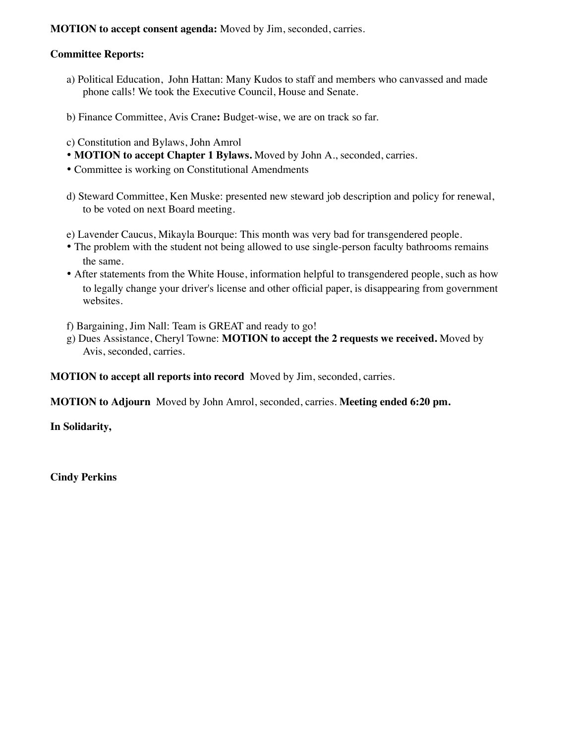**MOTION to accept consent agenda:** Moved by Jim, seconded, carries.

**Committee Reports:**

a) Political Education, John Hattan: Many Kudos to staff and members who canvassed and made phone calls! We took the Executive Council, House and Senate.

b) Finance Committee, Avis Crane**:** Budget-wise, we are on track so far.

c) Constitution and Bylaws, John Amrol

- **MOTION to accept Chapter 1 Bylaws.** Moved by John A., seconded, carries.
- Committee is working on Constitutional Amendments

d) Steward Committee, Ken Muske: presented new steward job description and policy for renewal, to be voted on next Board meeting.

e) Lavender Caucus, Mikayla Bourque: This month was very bad for transgendered people.

- The problem with the student not being allowed to use single-person faculty bathrooms remains the same.
- After statements from the White House, information helpful to transgendered people, such as how to legally change your driver's license and other official paper, is disappearing from government websites.

f) Bargaining, Jim Nall: Team is GREAT and ready to go!

g) Dues Assistance, Cheryl Towne: **MOTION to accept the 2 requests we received.** Moved by Avis, seconded, carries.

**MOTION to accept all reports into record** Moved by Jim, seconded, carries.

**MOTION to Adjourn** Moved by John Amrol, seconded, carries. **Meeting ended 6:20 pm.**

**In Solidarity,**

**Cindy Perkins**